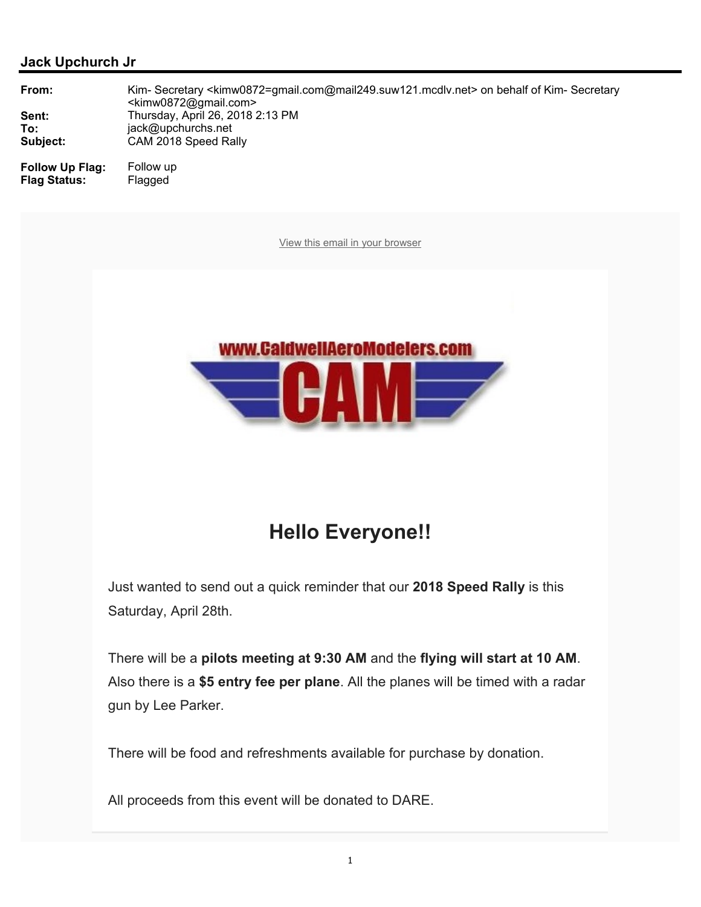## Jack Upchurch Jr

| | |
|---|---|
| **From:** | Kim- Secretary <kimw0872=gmail.com@mail249.suw121.mcdlv.net> on behalf of Kim- Secretary <kimw0872@gmail.com> |
| **Sent:** | Thursday, April 26, 2018 2:13 PM |
| **To:** | jack@upchurchs.net |
| **Subject:** | CAM 2018 Speed Rally |
| **Follow Up Flag:** | Follow up |
| **Flag Status:** | Flagged |

View this email in your browser

www.CaldwellAeroModelers.com

CAM

# Hello Everyone!!

Just wanted to send out a quick reminder that our **2018 Speed Rally** is this Saturday, April 28th.

There will be a **pilots meeting at 9:30 AM** and the **flying will start at 10 AM**. Also there is a **$5 entry fee per plane**. All the planes will be timed with a radar gun by Lee Parker.

There will be food and refreshments available for purchase by donation.

All proceeds from this event will be donated to DARE.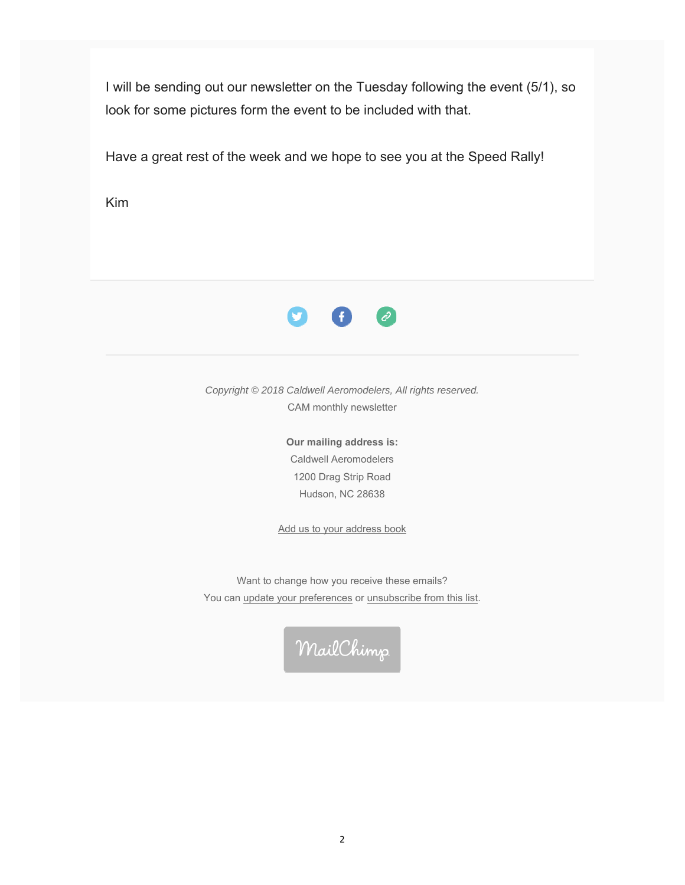I will be sending out our newsletter on the Tuesday following the event (5/1), so look for some pictures form the event to be included with that.

Have a great rest of the week and we hope to see you at the Speed Rally!

Kim

*Copyright © 2018 Caldwell Aeromodelers, All rights reserved.*
CAM monthly newsletter

**Our mailing address is:**
Caldwell Aeromodelers
1200 Drag Strip Road
Hudson, NC 28638

Add us to your address book

Want to change how you receive these emails?
You can update your preferences or unsubscribe from this list.

MailChimp